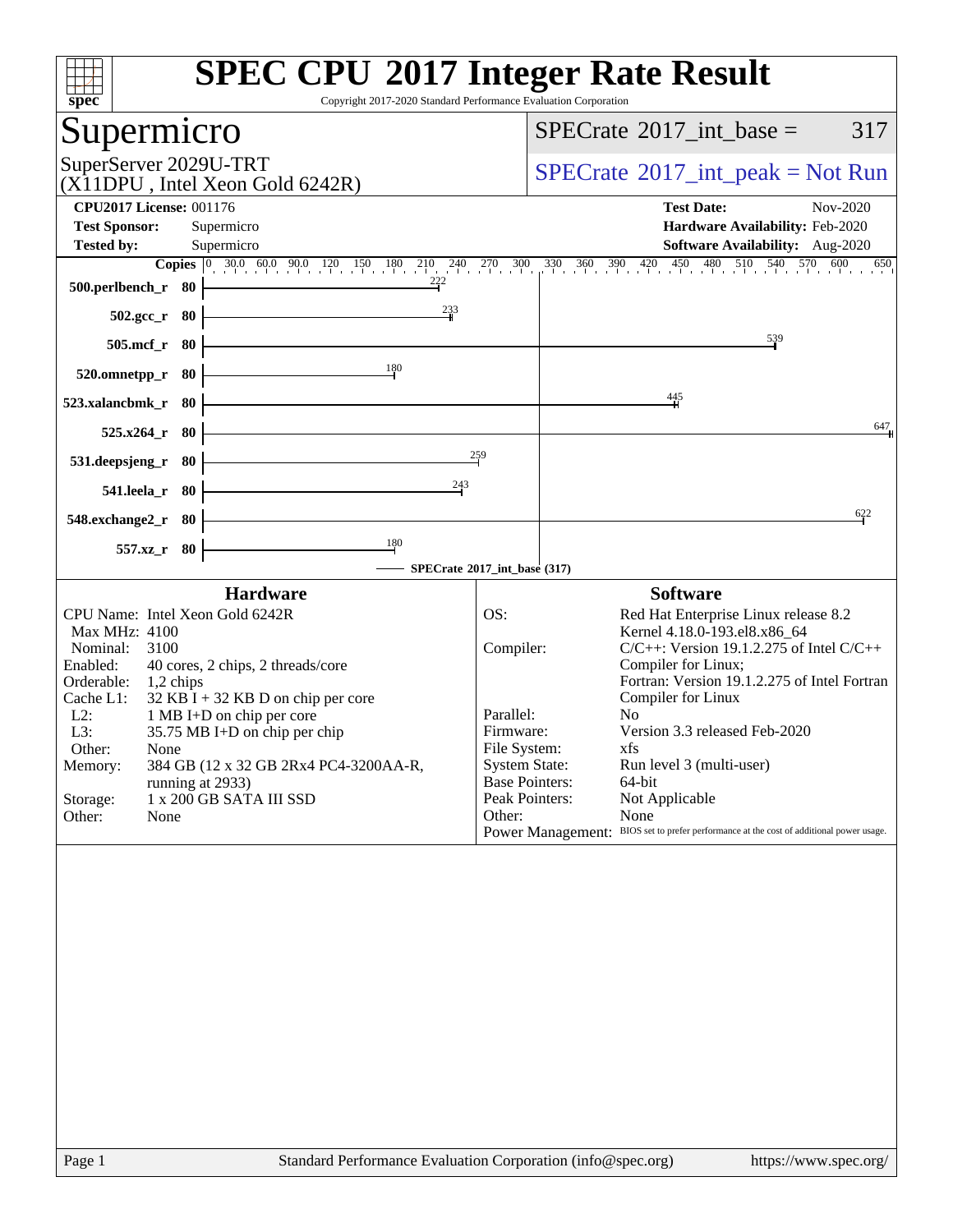# SPEC CPU 2017 Integer Rate Result

Copyright 2017-2020 Standard Performance Evaluation Corporation

## Supermicro

SuperServer 2029U-TRT
(X11DPU , Intel Xeon Gold 6242R)

SPECrate 2017_int_base = 317

SPECrate 2017_int_peak = Not Run

**CPU2017 License:** 001176
**Test Sponsor:** Supermicro
**Tested by:** Supermicro

**Test Date:** Nov-2020
**Hardware Availability:** Feb-2020
**Software Availability:** Aug-2020

| Benchmark | Copies | SPECrate 2017_int_base |
|---|---|---|
| 500.perlbench_r | 80 | 222 |
| 502.gcc_r | 80 | 233 |
| 505.mcf_r | 80 | 539 |
| 520.omnetpp_r | 80 | 180 |
| 523.xalancbmk_r | 80 | 445 |
| 525.x264_r | 80 | 647 |
| 531.deepsjeng_r | 80 | 259 |
| 541.leela_r | 80 | 243 |
| 548.exchange2_r | 80 | 622 |
| 557.xz_r | 80 | 180 |

SPECrate 2017_int_base (317)

### Hardware

CPU Name: Intel Xeon Gold 6242R
Max MHz: 4100
Nominal: 3100
Enabled: 40 cores, 2 chips, 2 threads/core
Orderable: 1,2 chips
Cache L1: 32 KB I + 32 KB D on chip per core
L2: 1 MB I+D on chip per core
L3: 35.75 MB I+D on chip per chip
Other: None
Memory: 384 GB (12 x 32 GB 2Rx4 PC4-3200AA-R, running at 2933)
Storage: 1 x 200 GB SATA III SSD
Other: None

### Software

OS: Red Hat Enterprise Linux release 8.2
Kernel 4.18.0-193.el8.x86_64
Compiler: C/C++: Version 19.1.2.275 of Intel C/C++ Compiler for Linux;
Fortran: Version 19.1.2.275 of Intel Fortran Compiler for Linux
Parallel: No
Firmware: Version 3.3 released Feb-2020
File System: xfs
System State: Run level 3 (multi-user)
Base Pointers: 64-bit
Peak Pointers: Not Applicable
Other: None
Power Management: BIOS set to prefer performance at the cost of additional power usage.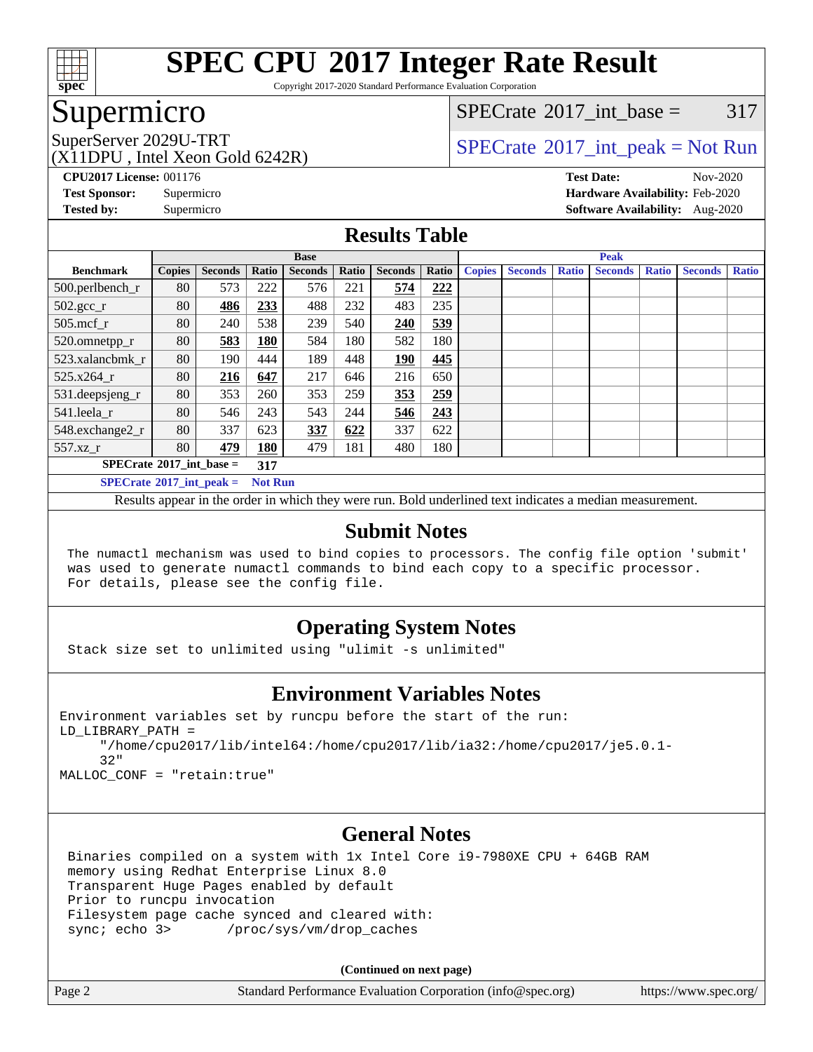# SPEC CPU 2017 Integer Rate Result

Copyright 2017-2020 Standard Performance Evaluation Corporation

## Supermicro

SuperServer 2029U-TRT
(X11DPU , Intel Xeon Gold 6242R)

SPECrate 2017_int_base = 317

SPECrate 2017_int_peak = Not Run

**CPU2017 License:** 001176
**Test Sponsor:** Supermicro
**Tested by:** Supermicro

**Test Date:** Nov-2020
**Hardware Availability:** Feb-2020
**Software Availability:** Aug-2020

## Results Table

| Benchmark | Base | | | | | | | Peak | | | | | | |
|---|---|---|---|---|---|---|---|---|---|---|---|---|---|---|
| | Copies | Seconds | Ratio | Seconds | Ratio | Seconds | Ratio | Copies | Seconds | Ratio | Seconds | Ratio | Seconds | Ratio |
| 500.perlbench_r | 80 | 573 | 222 | 576 | 221 | **574** | **222** | | | | | | | |
| 502.gcc_r | 80 | **486** | **233** | 488 | 232 | 483 | 235 | | | | | | | |
| 505.mcf_r | 80 | 240 | 538 | 239 | 540 | **240** | **539** | | | | | | | |
| 520.omnetpp_r | 80 | **583** | **180** | 584 | 180 | 582 | 180 | | | | | | | |
| 523.xalancbmk_r | 80 | 190 | 444 | 189 | 448 | **190** | **445** | | | | | | | |
| 525.x264_r | 80 | **216** | **647** | 217 | 646 | 216 | 650 | | | | | | | |
| 531.deepsjeng_r | 80 | 353 | 260 | 353 | 259 | **353** | **259** | | | | | | | |
| 541.leela_r | 80 | 546 | 243 | 543 | 244 | **546** | **243** | | | | | | | |
| 548.exchange2_r | 80 | 337 | 623 | **337** | **622** | 337 | 622 | | | | | | | |
| 557.xz_r | 80 | **479** | **180** | 479 | 181 | 480 | 180 | | | | | | | |

**SPECrate 2017_int_base = 317**

**SPECrate 2017_int_peak = Not Run**

Results appear in the order in which they were run. Bold underlined text indicates a median measurement.

## Submit Notes

```
The numactl mechanism was used to bind copies to processors. The config file option 'submit'
was used to generate numactl commands to bind each copy to a specific processor.
For details, please see the config file.
```

## Operating System Notes

```
Stack size set to unlimited using "ulimit -s unlimited"
```

## Environment Variables Notes

```
Environment variables set by runcpu before the start of the run:
LD_LIBRARY_PATH =
     "/home/cpu2017/lib/intel64:/home/cpu2017/lib/ia32:/home/cpu2017/je5.0.1-
     32"
MALLOC_CONF = "retain:true"
```

## General Notes

```
Binaries compiled on a system with 1x Intel Core i9-7980XE CPU + 64GB RAM
memory using Redhat Enterprise Linux 8.0
Transparent Huge Pages enabled by default
Prior to runcpu invocation
Filesystem page cache synced and cleared with:
sync; echo 3>       /proc/sys/vm/drop_caches
```

**(Continued on next page)**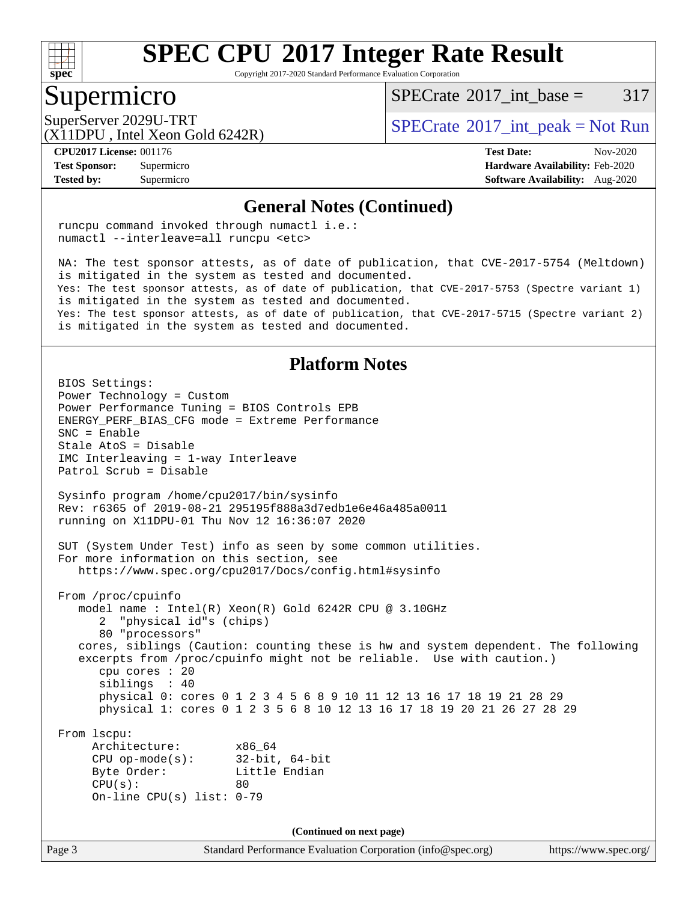# SPEC CPU 2017 Integer Rate Result

Copyright 2017-2020 Standard Performance Evaluation Corporation

## Supermicro

SuperServer 2029U-TRT
(X11DPU , Intel Xeon Gold 6242R)

SPECrate 2017_int_base = 317

SPECrate 2017_int_peak = Not Run

**CPU2017 License:** 001176
**Test Sponsor:** Supermicro
**Tested by:** Supermicro

**Test Date:** Nov-2020
**Hardware Availability:** Feb-2020
**Software Availability:** Aug-2020

## General Notes (Continued)

```
runcpu command invoked through numactl i.e.:
numactl --interleave=all runcpu <etc>

NA: The test sponsor attests, as of date of publication, that CVE-2017-5754 (Meltdown)
is mitigated in the system as tested and documented.
Yes: The test sponsor attests, as of date of publication, that CVE-2017-5753 (Spectre variant 1)
is mitigated in the system as tested and documented.
Yes: The test sponsor attests, as of date of publication, that CVE-2017-5715 (Spectre variant 2)
is mitigated in the system as tested and documented.
```

## Platform Notes

```
BIOS Settings:
Power Technology = Custom
Power Performance Tuning = BIOS Controls EPB
ENERGY_PERF_BIAS_CFG mode = Extreme Performance
SNC = Enable
Stale AtoS = Disable
IMC Interleaving = 1-way Interleave
Patrol Scrub = Disable

Sysinfo program /home/cpu2017/bin/sysinfo
Rev: r6365 of 2019-08-21 295195f888a3d7edb1e6e46a485a0011
running on X11DPU-01 Thu Nov 12 16:36:07 2020

SUT (System Under Test) info as seen by some common utilities.
For more information on this section, see
   https://www.spec.org/cpu2017/Docs/config.html#sysinfo

From /proc/cpuinfo
   model name : Intel(R) Xeon(R) Gold 6242R CPU @ 3.10GHz
      2  "physical id"s (chips)
      80 "processors"
   cores, siblings (Caution: counting these is hw and system dependent. The following
   excerpts from /proc/cpuinfo might not be reliable.  Use with caution.)
      cpu cores : 20
      siblings  : 40
      physical 0: cores 0 1 2 3 4 5 6 8 9 10 11 12 13 16 17 18 19 21 28 29
      physical 1: cores 0 1 2 3 5 6 8 10 12 13 16 17 18 19 20 21 26 27 28 29

From lscpu:
     Architecture:        x86_64
     CPU op-mode(s):      32-bit, 64-bit
     Byte Order:          Little Endian
     CPU(s):              80
     On-line CPU(s) list: 0-79
```

(Continued on next page)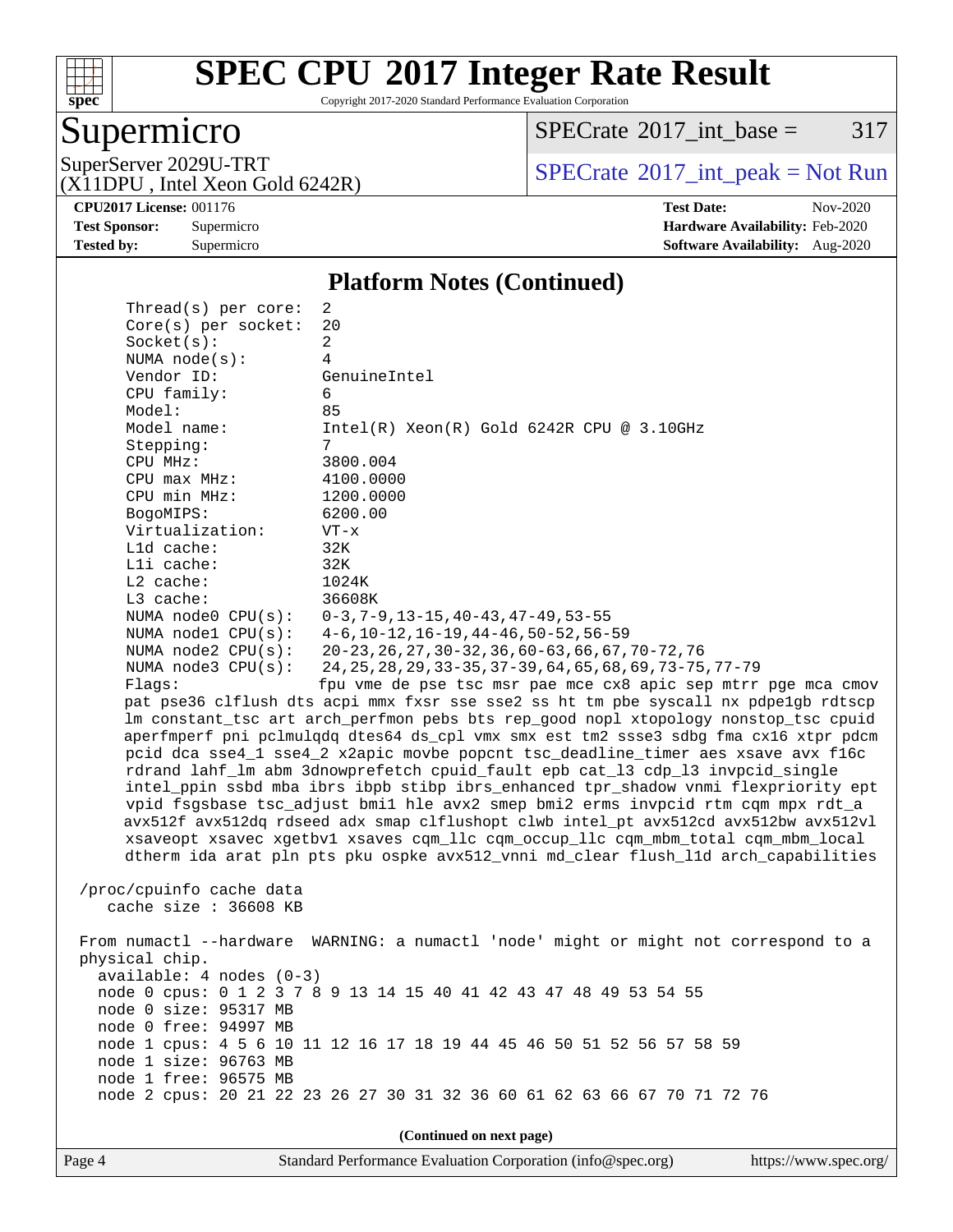## Platform Notes (Continued)

```
     Thread(s) per core:  2
     Core(s) per socket:  20
     Socket(s):           2
     NUMA node(s):        4
     Vendor ID:           GenuineIntel
     CPU family:          6
     Model:               85
     Model name:          Intel(R) Xeon(R) Gold 6242R CPU @ 3.10GHz
     Stepping:            7
     CPU MHz:             3800.004
     CPU max MHz:         4100.0000
     CPU min MHz:         1200.0000
     BogoMIPS:            6200.00
     Virtualization:      VT-x
     L1d cache:           32K
     L1i cache:           32K
     L2 cache:            1024K
     L3 cache:            36608K
     NUMA node0 CPU(s):   0-3,7-9,13-15,40-43,47-49,53-55
     NUMA node1 CPU(s):   4-6,10-12,16-19,44-46,50-52,56-59
     NUMA node2 CPU(s):   20-23,26,27,30-32,36,60-63,66,67,70-72,76
     NUMA node3 CPU(s):   24,25,28,29,33-35,37-39,64,65,68,69,73-75,77-79
     Flags:               fpu vme de pse tsc msr pae mce cx8 apic sep mtrr pge mca cmov
     pat pse36 clflush dts acpi mmx fxsr sse sse2 ss ht tm pbe syscall nx pdpe1gb rdtscp
     lm constant_tsc art arch_perfmon pebs bts rep_good nopl xtopology nonstop_tsc cpuid
     aperfmperf pni pclmulqdq dtes64 ds_cpl vmx smx est tm2 ssse3 sdbg fma cx16 xtpr pdcm
     pcid dca sse4_1 sse4_2 x2apic movbe popcnt tsc_deadline_timer aes xsave avx f16c
     rdrand lahf_lm abm 3dnowprefetch cpuid_fault epb cat_l3 cdp_l3 invpcid_single
     intel_ppin ssbd mba ibrs ibpb stibp ibrs_enhanced tpr_shadow vnmi flexpriority ept
     vpid fsgsbase tsc_adjust bmi1 hle avx2 smep bmi2 erms invpcid rtm cqm mpx rdt_a
     avx512f avx512dq rdseed adx smap clflushopt clwb intel_pt avx512cd avx512bw avx512vl
     xsaveopt xsavec xgetbv1 xsaves cqm_llc cqm_occup_llc cqm_mbm_total cqm_mbm_local
     dtherm ida arat pln pts pku ospke avx512_vnni md_clear flush_l1d arch_capabilities

 /proc/cpuinfo cache data
    cache size : 36608 KB

 From numactl --hardware  WARNING: a numactl 'node' might or might not correspond to a
 physical chip.
   available: 4 nodes (0-3)
   node 0 cpus: 0 1 2 3 7 8 9 13 14 15 40 41 42 43 47 48 49 53 54 55
   node 0 size: 95317 MB
   node 0 free: 94997 MB
   node 1 cpus: 4 5 6 10 11 12 16 17 18 19 44 45 46 50 51 52 56 57 58 59
   node 1 size: 96763 MB
   node 1 free: 96575 MB
   node 2 cpus: 20 21 22 23 26 27 30 31 32 36 60 61 62 63 66 67 70 71 72 76
```

**(Continued on next page)**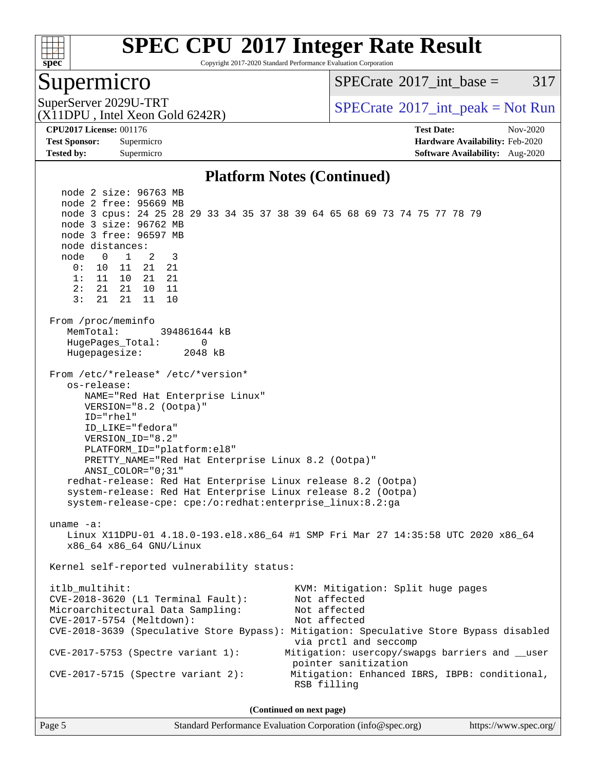# SPEC CPU 2017 Integer Rate Result

Copyright 2017-2020 Standard Performance Evaluation Corporation

## Supermicro

SuperServer 2029U-TRT
(X11DPU , Intel Xeon Gold 6242R)

SPECrate 2017_int_base = 317

SPECrate 2017_int_peak = Not Run

**CPU2017 License:** 001176
**Test Sponsor:** Supermicro
**Tested by:** Supermicro

**Test Date:** Nov-2020
**Hardware Availability:** Feb-2020
**Software Availability:** Aug-2020

### Platform Notes (Continued)

```
   node 2 size: 96763 MB
   node 2 free: 95669 MB
   node 3 cpus: 24 25 28 29 33 34 35 37 38 39 64 65 68 69 73 74 75 77 78 79
   node 3 size: 96762 MB
   node 3 free: 96597 MB
   node distances:
   node   0   1   2   3
     0:  10  11  21  21
     1:  11  10  21  21
     2:  21  21  10  11
     3:  21  21  11  10

 From /proc/meminfo
    MemTotal:       394861644 kB
    HugePages_Total:       0
    Hugepagesize:       2048 kB

 From /etc/*release* /etc/*version*
    os-release:
       NAME="Red Hat Enterprise Linux"
       VERSION="8.2 (Ootpa)"
       ID="rhel"
       ID_LIKE="fedora"
       VERSION_ID="8.2"
       PLATFORM_ID="platform:el8"
       PRETTY_NAME="Red Hat Enterprise Linux 8.2 (Ootpa)"
       ANSI_COLOR="0;31"
    redhat-release: Red Hat Enterprise Linux release 8.2 (Ootpa)
    system-release: Red Hat Enterprise Linux release 8.2 (Ootpa)
    system-release-cpe: cpe:/o:redhat:enterprise_linux:8.2:ga

 uname -a:
    Linux X11DPU-01 4.18.0-193.el8.x86_64 #1 SMP Fri Mar 27 14:35:58 UTC 2020 x86_64
    x86_64 x86_64 GNU/Linux

 Kernel self-reported vulnerability status:

 itlb_multihit:                                   KVM: Mitigation: Split huge pages
 CVE-2018-3620 (L1 Terminal Fault):               Not affected
 Microarchitectural Data Sampling:                Not affected
 CVE-2017-5754 (Meltdown):                        Not affected
 CVE-2018-3639 (Speculative Store Bypass): Mitigation: Speculative Store Bypass disabled
                                                  via prctl and seccomp
 CVE-2017-5753 (Spectre variant 1):              Mitigation: usercopy/swapgs barriers and __user
                                                  pointer sanitization
 CVE-2017-5715 (Spectre variant 2):               Mitigation: Enhanced IBRS, IBPB: conditional,
                                                  RSB filling
```

(Continued on next page)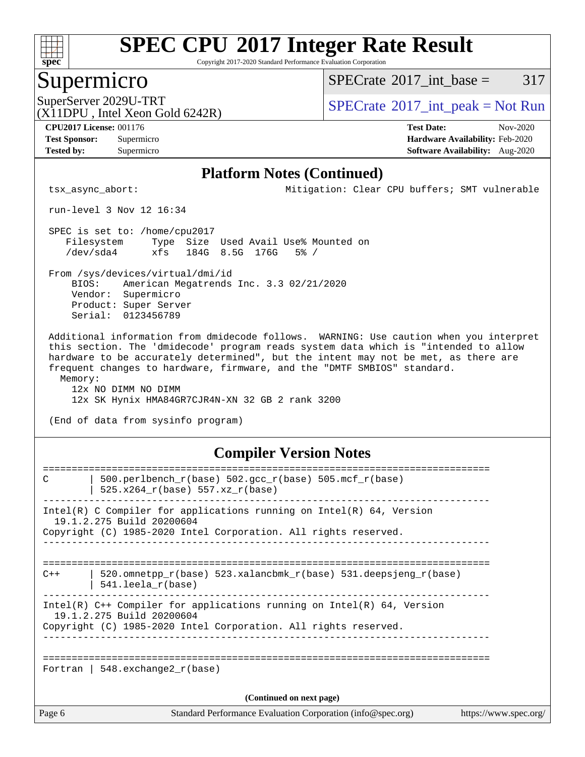## Platform Notes (Continued)

```
tsx_async_abort:                              Mitigation: Clear CPU buffers; SMT vulnerable

run-level 3 Nov 12 16:34

SPEC is set to: /home/cpu2017
   Filesystem     Type  Size  Used Avail Use% Mounted on
   /dev/sda4      xfs   184G  8.5G  176G   5% /

From /sys/devices/virtual/dmi/id
    BIOS:    American Megatrends Inc. 3.3 02/21/2020
    Vendor:  Supermicro
    Product: Super Server
    Serial:  0123456789

Additional information from dmidecode follows.  WARNING: Use caution when you interpret
this section. The 'dmidecode' program reads system data which is "intended to allow
hardware to be accurately determined", but the intent may not be met, as there are
frequent changes to hardware, firmware, and the "DMTF SMBIOS" standard.
  Memory:
    12x NO DIMM NO DIMM
    12x SK Hynix HMA84GR7CJR4N-XN 32 GB 2 rank 3200

(End of data from sysinfo program)
```

## Compiler Version Notes

```
==============================================================================
C       | 500.perlbench_r(base) 502.gcc_r(base) 505.mcf_r(base)
        | 525.x264_r(base) 557.xz_r(base)
------------------------------------------------------------------------------
Intel(R) C Compiler for applications running on Intel(R) 64, Version
  19.1.2.275 Build 20200604
Copyright (C) 1985-2020 Intel Corporation. All rights reserved.
------------------------------------------------------------------------------

==============================================================================
C++     | 520.omnetpp_r(base) 523.xalancbmk_r(base) 531.deepsjeng_r(base)
        | 541.leela_r(base)
------------------------------------------------------------------------------
Intel(R) C++ Compiler for applications running on Intel(R) 64, Version
  19.1.2.275 Build 20200604
Copyright (C) 1985-2020 Intel Corporation. All rights reserved.
------------------------------------------------------------------------------

==============================================================================
Fortran | 548.exchange2_r(base)
```

(Continued on next page)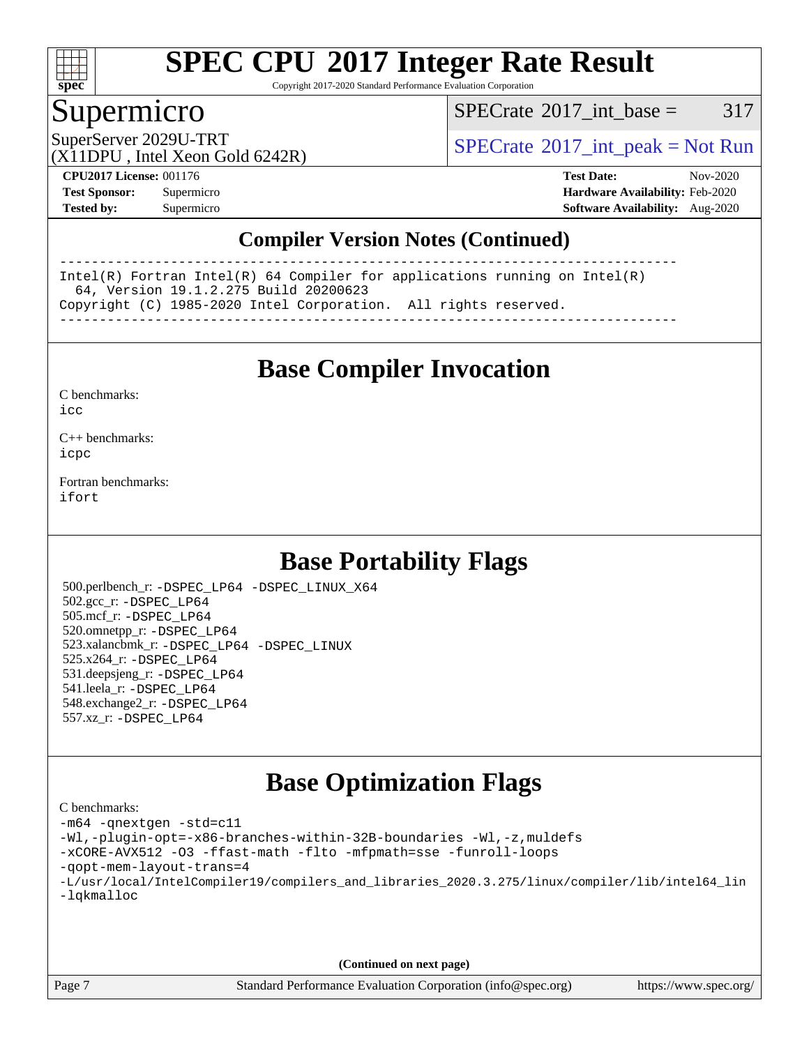## Compiler Version Notes (Continued)

```
------------------------------------------------------------------------------
Intel(R) Fortran Intel(R) 64 Compiler for applications running on Intel(R)
  64, Version 19.1.2.275 Build 20200623
Copyright (C) 1985-2020 Intel Corporation.  All rights reserved.
------------------------------------------------------------------------------
```

## Base Compiler Invocation

C benchmarks:
icc

C++ benchmarks:
icpc

Fortran benchmarks:
ifort

## Base Portability Flags

500.perlbench_r: -DSPEC_LP64 -DSPEC_LINUX_X64
502.gcc_r: -DSPEC_LP64
505.mcf_r: -DSPEC_LP64
520.omnetpp_r: -DSPEC_LP64
523.xalancbmk_r: -DSPEC_LP64 -DSPEC_LINUX
525.x264_r: -DSPEC_LP64
531.deepsjeng_r: -DSPEC_LP64
541.leela_r: -DSPEC_LP64
548.exchange2_r: -DSPEC_LP64
557.xz_r: -DSPEC_LP64

## Base Optimization Flags

C benchmarks:

```
-m64 -qnextgen -std=c11
-Wl,-plugin-opt=-x86-branches-within-32B-boundaries -Wl,-z,muldefs
-xCORE-AVX512 -O3 -ffast-math -flto -mfpmath=sse -funroll-loops
-qopt-mem-layout-trans=4
-L/usr/local/IntelCompiler19/compilers_and_libraries_2020.3.275/linux/compiler/lib/intel64_lin
-lqkmalloc
```

(Continued on next page)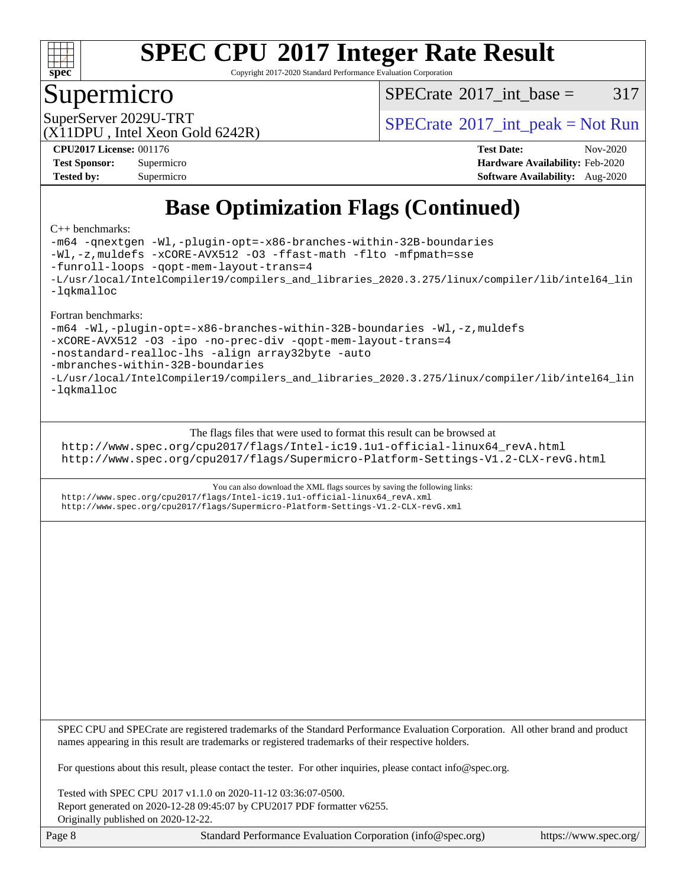# SPEC CPU 2017 Integer Rate Result

Copyright 2017-2020 Standard Performance Evaluation Corporation

## Supermicro

SuperServer 2029U-TRT
(X11DPU , Intel Xeon Gold 6242R)

SPECrate 2017_int_base = 317

SPECrate 2017_int_peak = Not Run

**CPU2017 License:** 001176
**Test Sponsor:** Supermicro
**Tested by:** Supermicro

**Test Date:** Nov-2020
**Hardware Availability:** Feb-2020
**Software Availability:** Aug-2020

## Base Optimization Flags (Continued)

C++ benchmarks:

```
-m64 -qnextgen -Wl,-plugin-opt=-x86-branches-within-32B-boundaries
-Wl,-z,muldefs -xCORE-AVX512 -O3 -ffast-math -flto -mfpmath=sse
-funroll-loops -qopt-mem-layout-trans=4
-L/usr/local/IntelCompiler19/compilers_and_libraries_2020.3.275/linux/compiler/lib/intel64_lin
-lqkmalloc
```

Fortran benchmarks:

```
-m64 -Wl,-plugin-opt=-x86-branches-within-32B-boundaries -Wl,-z,muldefs
-xCORE-AVX512 -O3 -ipo -no-prec-div -qopt-mem-layout-trans=4
-nostandard-realloc-lhs -align array32byte -auto
-mbranches-within-32B-boundaries
-L/usr/local/IntelCompiler19/compilers_and_libraries_2020.3.275/linux/compiler/lib/intel64_lin
-lqkmalloc
```

The flags files that were used to format this result can be browsed at
http://www.spec.org/cpu2017/flags/Intel-ic19.1u1-official-linux64_revA.html
http://www.spec.org/cpu2017/flags/Supermicro-Platform-Settings-V1.2-CLX-revG.html

You can also download the XML flags sources by saving the following links:
http://www.spec.org/cpu2017/flags/Intel-ic19.1u1-official-linux64_revA.xml
http://www.spec.org/cpu2017/flags/Supermicro-Platform-Settings-V1.2-CLX-revG.xml

SPEC CPU and SPECrate are registered trademarks of the Standard Performance Evaluation Corporation. All other brand and product names appearing in this result are trademarks or registered trademarks of their respective holders.

For questions about this result, please contact the tester. For other inquiries, please contact info@spec.org.

Tested with SPEC CPU 2017 v1.1.0 on 2020-11-12 03:36:07-0500.
Report generated on 2020-12-28 09:45:07 by CPU2017 PDF formatter v6255.
Originally published on 2020-12-22.